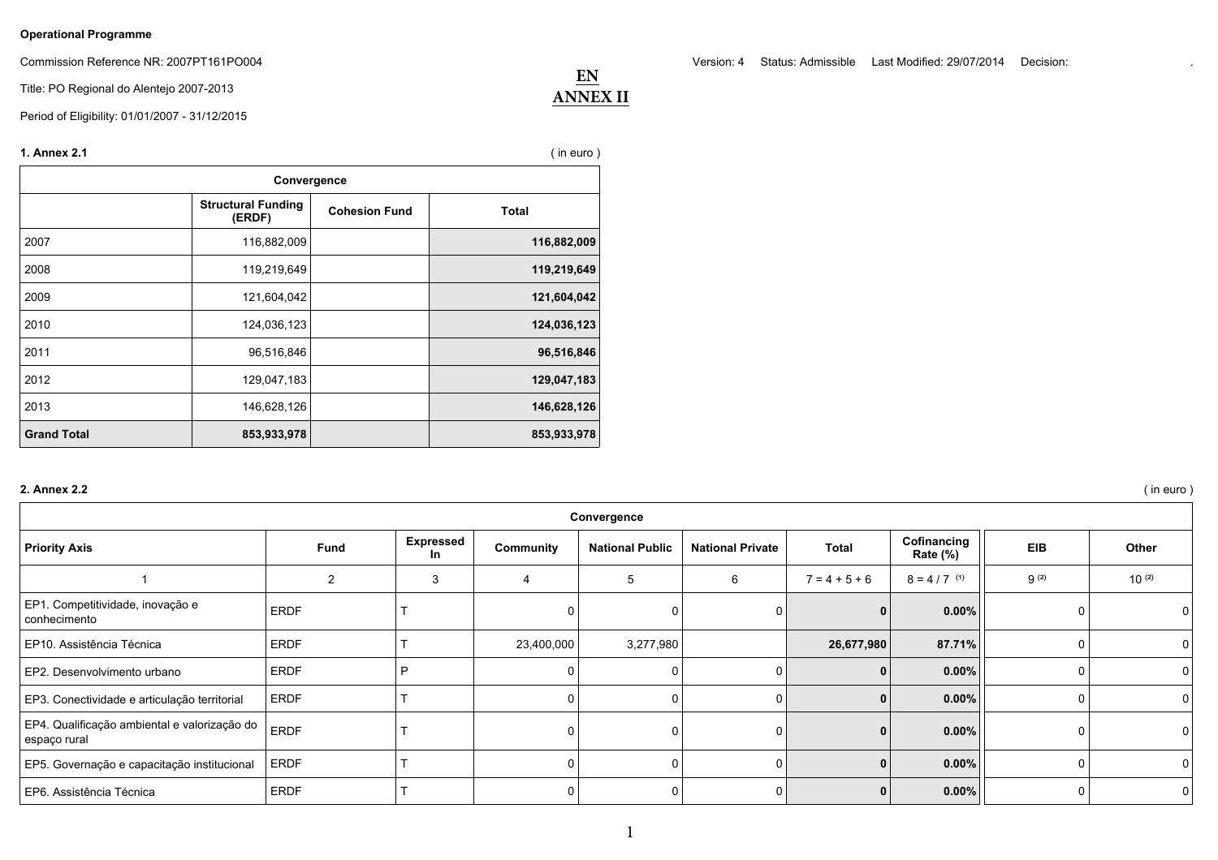**Operational Programme**

Commission Reference NR: 2007PT161PO004

Title: PO Regional do Alentejo 2007-2013

Period of Eligibility: 01/01/2007 - 31/12/2015

Version: 4 Status: Admissible Last Modified: 29/07/2014 Decision: .

**EN**
**ANNEX II**

### 1. Annex 2.1

( in euro )

| Convergence | | | |
|---|---|---|---|
| | Structural Funding (ERDF) | Cohesion Fund | Total |
| 2007 | 116,882,009 | | **116,882,009** |
| 2008 | 119,219,649 | | **119,219,649** |
| 2009 | 121,604,042 | | **121,604,042** |
| 2010 | 124,036,123 | | **124,036,123** |
| 2011 | 96,516,846 | | **96,516,846** |
| 2012 | 129,047,183 | | **129,047,183** |
| 2013 | 146,628,126 | | **146,628,126** |
| **Grand Total** | **853,933,978** | | **853,933,978** |

### 2. Annex 2.2

( in euro )

| Convergence | | | | | | | | | |
|---|---|---|---|---|---|---|---|---|---|
| Priority Axis | Fund | Expressed In | Community | National Public | National Private | Total | Cofinancing Rate (%) | EIB | Other |
| 1 | 2 | 3 | 4 | 5 | 6 | 7 = 4 + 5 + 6 | 8 = 4 / 7 (1) | 9 (2) | 10 (2) |
| EP1. Competitividade, inovação e conhecimento | ERDF | T | 0 | 0 | 0 | **0** | **0.00%** | 0 | 0 |
| EP10. Assistência Técnica | ERDF | T | 23,400,000 | 3,277,980 | | **26,677,980** | **87.71%** | 0 | 0 |
| EP2. Desenvolvimento urbano | ERDF | P | 0 | 0 | 0 | **0** | **0.00%** | 0 | 0 |
| EP3. Conectividade e articulação territorial | ERDF | T | 0 | 0 | 0 | **0** | **0.00%** | 0 | 0 |
| EP4. Qualificação ambiental e valorização do espaço rural | ERDF | T | 0 | 0 | 0 | **0** | **0.00%** | 0 | 0 |
| EP5. Governação e capacitação institucional | ERDF | T | 0 | 0 | 0 | **0** | **0.00%** | 0 | 0 |
| EP6. Assistência Técnica | ERDF | T | 0 | 0 | 0 | **0** | **0.00%** | 0 | 0 |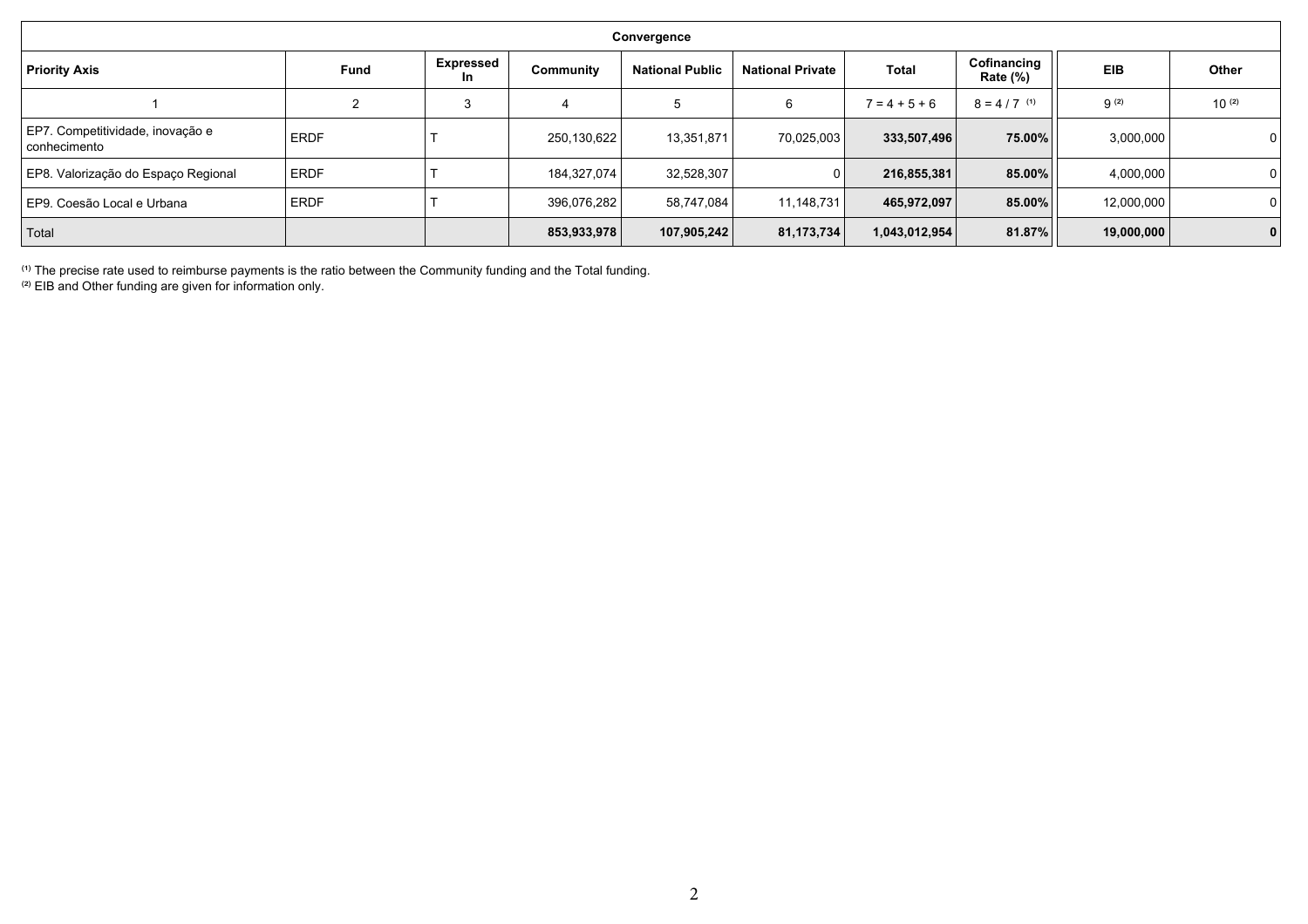| Convergence | | | | | | | | | |
|---|---|---|---|---|---|---|---|---|---|
| **Priority Axis** | **Fund** | **Expressed In** | **Community** | **National Public** | **National Private** | **Total** | **Cofinancing Rate (%)** | **EIB** | **Other** |
| 1 | 2 | 3 | 4 | 5 | 6 | 7 = 4 + 5 + 6 | 8 = 4 / 7 [1] | 9 [2] | 10 [2] |
| EP7. Competitividade, inovação e conhecimento | ERDF | T | 250,130,622 | 13,351,871 | 70,025,003 | **333,507,496** | **75.00%** | 3,000,000 | 0 |
| EP8. Valorização do Espaço Regional | ERDF | T | 184,327,074 | 32,528,307 | 0 | **216,855,381** | **85.00%** | 4,000,000 | 0 |
| EP9. Coesão Local e Urbana | ERDF | T | 396,076,282 | 58,747,084 | 11,148,731 | **465,972,097** | **85.00%** | 12,000,000 | 0 |
| Total | | | **853,933,978** | **107,905,242** | **81,173,734** | **1,043,012,954** | **81.87%** | **19,000,000** | **0** |

[1] The precise rate used to reimburse payments is the ratio between the Community funding and the Total funding.
[2] EIB and Other funding are given for information only.